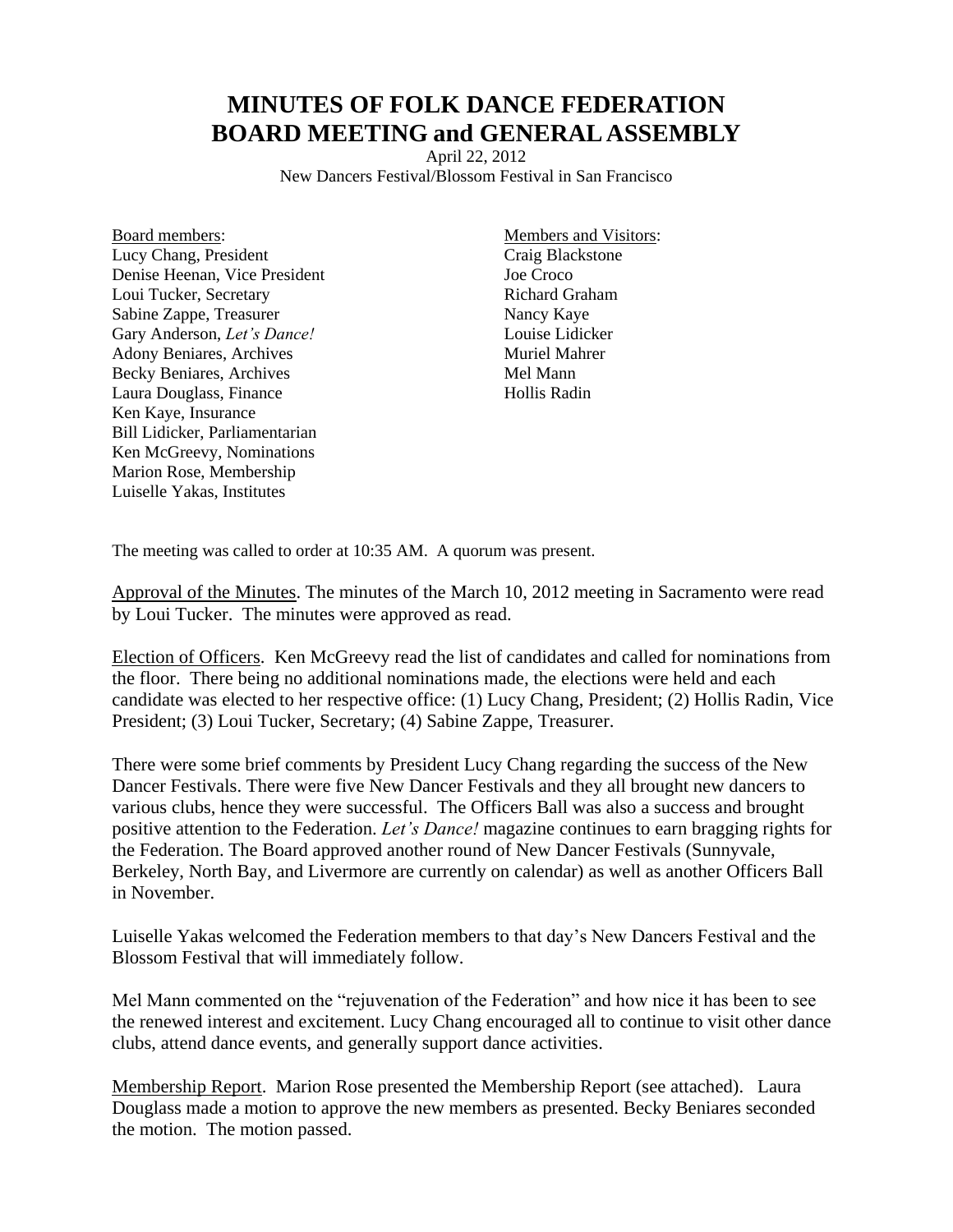# MINUTES OF FOLK DANCE FEDERATION BOARD MEETING and GENERAL ASSEMBLY

April 22, 2012

New Dancers Festival/Blossom Festival in San Francisco

Board members:
Lucy Chang, President
Denise Heenan, Vice President
Loui Tucker, Secretary
Sabine Zappe, Treasurer
Gary Anderson, *Let's Dance!*
Adony Beniares, Archives
Becky Beniares, Archives
Laura Douglass, Finance
Ken Kaye, Insurance
Bill Lidicker, Parliamentarian
Ken McGreevy, Nominations
Marion Rose, Membership
Luiselle Yakas, Institutes

Members and Visitors:
Craig Blackstone
Joe Croco
Richard Graham
Nancy Kaye
Louise Lidicker
Muriel Mahrer
Mel Mann
Hollis Radin

The meeting was called to order at 10:35 AM. A quorum was present.

Approval of the Minutes. The minutes of the March 10, 2012 meeting in Sacramento were read by Loui Tucker. The minutes were approved as read.

Election of Officers. Ken McGreevy read the list of candidates and called for nominations from the floor. There being no additional nominations made, the elections were held and each candidate was elected to her respective office: (1) Lucy Chang, President; (2) Hollis Radin, Vice President; (3) Loui Tucker, Secretary; (4) Sabine Zappe, Treasurer.

There were some brief comments by President Lucy Chang regarding the success of the New Dancer Festivals. There were five New Dancer Festivals and they all brought new dancers to various clubs, hence they were successful. The Officers Ball was also a success and brought positive attention to the Federation. *Let's Dance!* magazine continues to earn bragging rights for the Federation. The Board approved another round of New Dancer Festivals (Sunnyvale, Berkeley, North Bay, and Livermore are currently on calendar) as well as another Officers Ball in November.

Luiselle Yakas welcomed the Federation members to that day's New Dancers Festival and the Blossom Festival that will immediately follow.

Mel Mann commented on the "rejuvenation of the Federation" and how nice it has been to see the renewed interest and excitement. Lucy Chang encouraged all to continue to visit other dance clubs, attend dance events, and generally support dance activities.

Membership Report. Marion Rose presented the Membership Report (see attached). Laura Douglass made a motion to approve the new members as presented. Becky Beniares seconded the motion. The motion passed.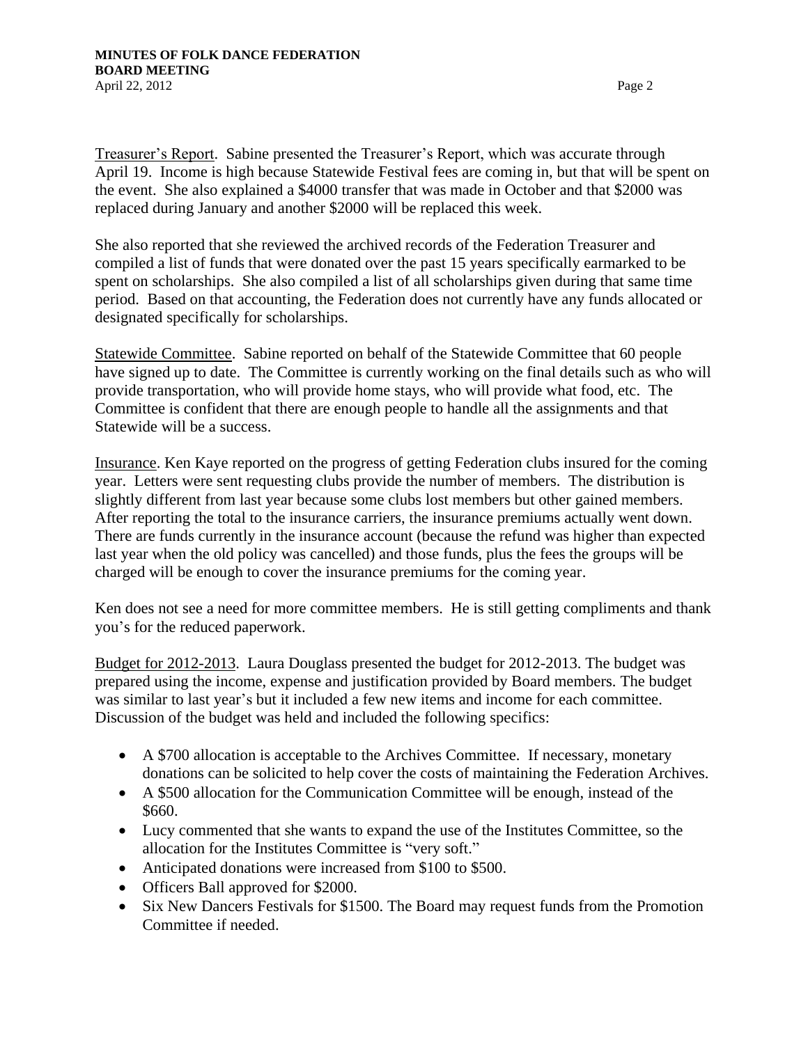Treasurer's Report. Sabine presented the Treasurer's Report, which was accurate through April 19. Income is high because Statewide Festival fees are coming in, but that will be spent on the event. She also explained a $4000 transfer that was made in October and that $2000 was replaced during January and another $2000 will be replaced this week.

She also reported that she reviewed the archived records of the Federation Treasurer and compiled a list of funds that were donated over the past 15 years specifically earmarked to be spent on scholarships. She also compiled a list of all scholarships given during that same time period. Based on that accounting, the Federation does not currently have any funds allocated or designated specifically for scholarships.

Statewide Committee. Sabine reported on behalf of the Statewide Committee that 60 people have signed up to date. The Committee is currently working on the final details such as who will provide transportation, who will provide home stays, who will provide what food, etc. The Committee is confident that there are enough people to handle all the assignments and that Statewide will be a success.

Insurance. Ken Kaye reported on the progress of getting Federation clubs insured for the coming year. Letters were sent requesting clubs provide the number of members. The distribution is slightly different from last year because some clubs lost members but other gained members. After reporting the total to the insurance carriers, the insurance premiums actually went down. There are funds currently in the insurance account (because the refund was higher than expected last year when the old policy was cancelled) and those funds, plus the fees the groups will be charged will be enough to cover the insurance premiums for the coming year.

Ken does not see a need for more committee members. He is still getting compliments and thank you's for the reduced paperwork.

Budget for 2012-2013. Laura Douglass presented the budget for 2012-2013. The budget was prepared using the income, expense and justification provided by Board members. The budget was similar to last year's but it included a few new items and income for each committee. Discussion of the budget was held and included the following specifics:

- A $700 allocation is acceptable to the Archives Committee. If necessary, monetary donations can be solicited to help cover the costs of maintaining the Federation Archives.
- A $500 allocation for the Communication Committee will be enough, instead of the $660.
- Lucy commented that she wants to expand the use of the Institutes Committee, so the allocation for the Institutes Committee is "very soft."
- Anticipated donations were increased from $100 to $500.
- Officers Ball approved for $2000.
- Six New Dancers Festivals for $1500. The Board may request funds from the Promotion Committee if needed.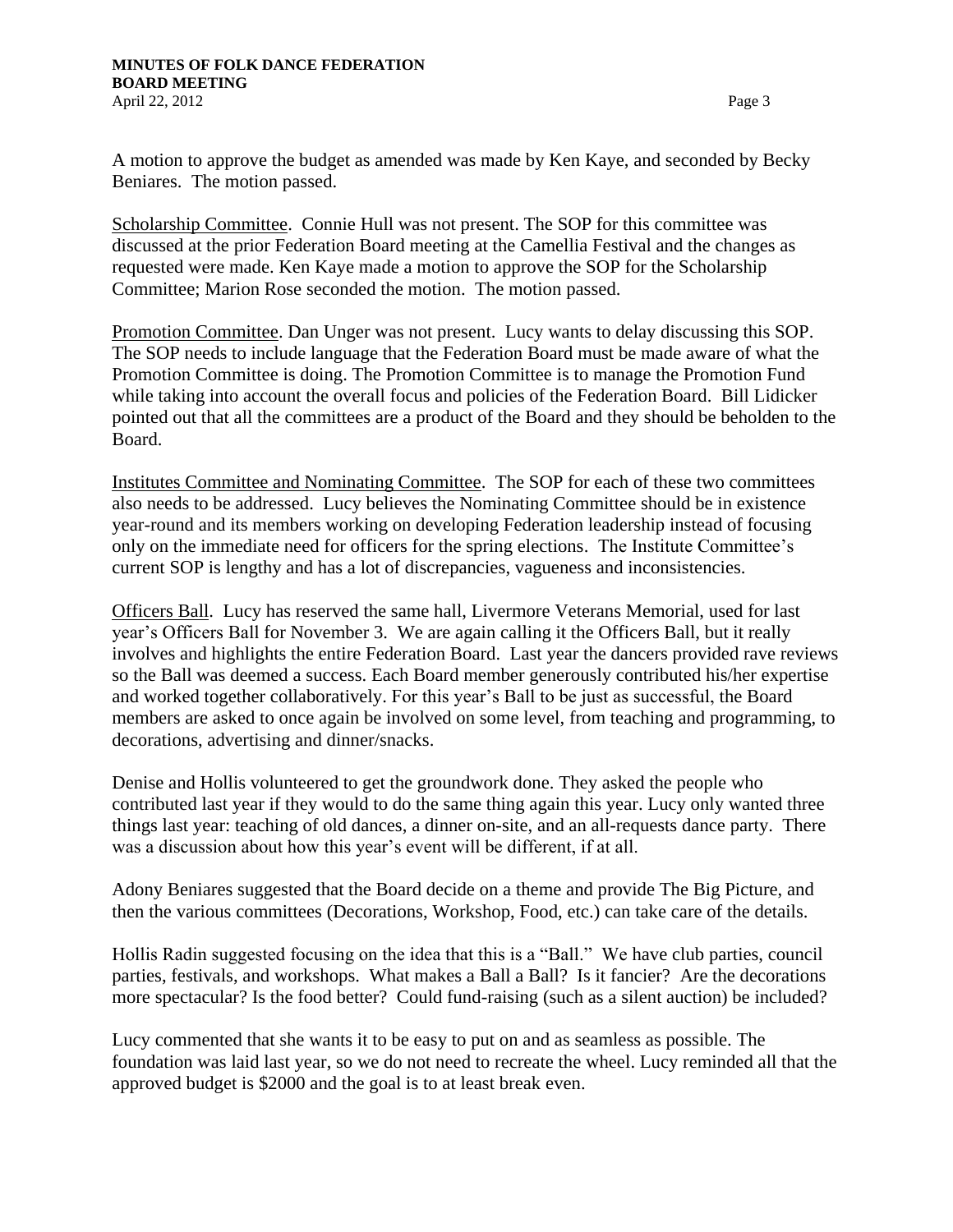A motion to approve the budget as amended was made by Ken Kaye, and seconded by Becky Beniares. The motion passed.

Scholarship Committee. Connie Hull was not present. The SOP for this committee was discussed at the prior Federation Board meeting at the Camellia Festival and the changes as requested were made. Ken Kaye made a motion to approve the SOP for the Scholarship Committee; Marion Rose seconded the motion. The motion passed.

Promotion Committee. Dan Unger was not present. Lucy wants to delay discussing this SOP. The SOP needs to include language that the Federation Board must be made aware of what the Promotion Committee is doing. The Promotion Committee is to manage the Promotion Fund while taking into account the overall focus and policies of the Federation Board. Bill Lidicker pointed out that all the committees are a product of the Board and they should be beholden to the Board.

Institutes Committee and Nominating Committee. The SOP for each of these two committees also needs to be addressed. Lucy believes the Nominating Committee should be in existence year-round and its members working on developing Federation leadership instead of focusing only on the immediate need for officers for the spring elections. The Institute Committee's current SOP is lengthy and has a lot of discrepancies, vagueness and inconsistencies.

Officers Ball. Lucy has reserved the same hall, Livermore Veterans Memorial, used for last year's Officers Ball for November 3. We are again calling it the Officers Ball, but it really involves and highlights the entire Federation Board. Last year the dancers provided rave reviews so the Ball was deemed a success. Each Board member generously contributed his/her expertise and worked together collaboratively. For this year's Ball to be just as successful, the Board members are asked to once again be involved on some level, from teaching and programming, to decorations, advertising and dinner/snacks.

Denise and Hollis volunteered to get the groundwork done. They asked the people who contributed last year if they would to do the same thing again this year. Lucy only wanted three things last year: teaching of old dances, a dinner on-site, and an all-requests dance party. There was a discussion about how this year's event will be different, if at all.

Adony Beniares suggested that the Board decide on a theme and provide The Big Picture, and then the various committees (Decorations, Workshop, Food, etc.) can take care of the details.

Hollis Radin suggested focusing on the idea that this is a "Ball." We have club parties, council parties, festivals, and workshops. What makes a Ball a Ball? Is it fancier? Are the decorations more spectacular? Is the food better? Could fund-raising (such as a silent auction) be included?

Lucy commented that she wants it to be easy to put on and as seamless as possible. The foundation was laid last year, so we do not need to recreate the wheel. Lucy reminded all that the approved budget is $2000 and the goal is to at least break even.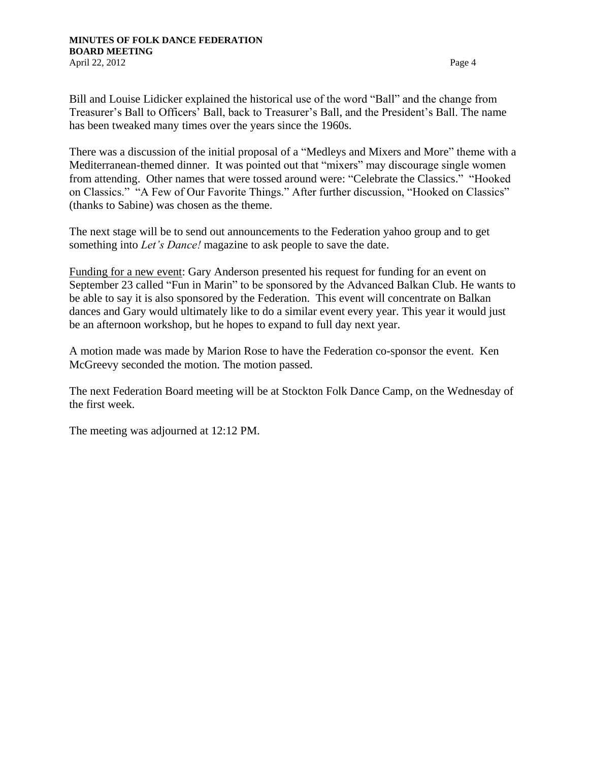Bill and Louise Lidicker explained the historical use of the word "Ball" and the change from Treasurer's Ball to Officers' Ball, back to Treasurer's Ball, and the President's Ball. The name has been tweaked many times over the years since the 1960s.

There was a discussion of the initial proposal of a "Medleys and Mixers and More" theme with a Mediterranean-themed dinner. It was pointed out that "mixers" may discourage single women from attending. Other names that were tossed around were: "Celebrate the Classics." "Hooked on Classics." "A Few of Our Favorite Things." After further discussion, "Hooked on Classics" (thanks to Sabine) was chosen as the theme.

The next stage will be to send out announcements to the Federation yahoo group and to get something into *Let's Dance!* magazine to ask people to save the date.

<u>Funding for a new event</u>: Gary Anderson presented his request for funding for an event on September 23 called "Fun in Marin" to be sponsored by the Advanced Balkan Club. He wants to be able to say it is also sponsored by the Federation. This event will concentrate on Balkan dances and Gary would ultimately like to do a similar event every year. This year it would just be an afternoon workshop, but he hopes to expand to full day next year.

A motion made was made by Marion Rose to have the Federation co-sponsor the event. Ken McGreevy seconded the motion. The motion passed.

The next Federation Board meeting will be at Stockton Folk Dance Camp, on the Wednesday of the first week.

The meeting was adjourned at 12:12 PM.